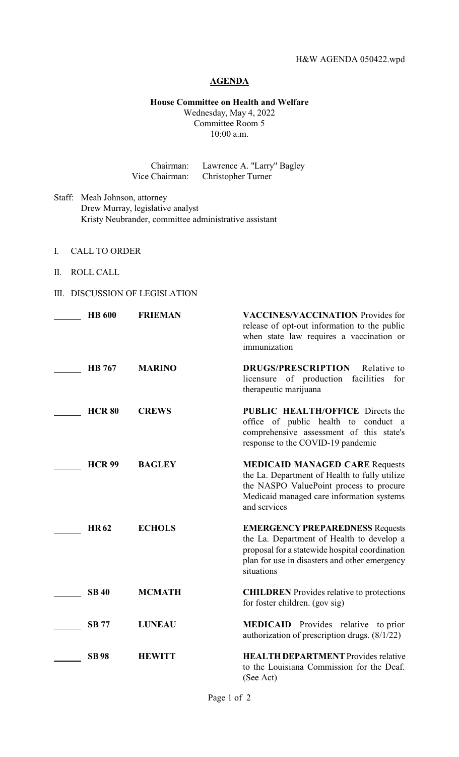H&W AGENDA 050422.wpd

# AGENDA

**House Committee on Health and Welfare**
Wednesday, May 4, 2022
Committee Room 5
10:00 a.m.

Chairman: Lawrence A. "Larry" Bagley
Vice Chairman: Christopher Turner

Staff: Meah Johnson, attorney
Drew Murray, legislative analyst
Kristy Neubrander, committee administrative assistant

I. CALL TO ORDER

II. ROLL CALL

III. DISCUSSION OF LEGISLATION

| | Bill | Author | Description |
|---|---|---|---|
| ______ | **HB 600** | **FRIEMAN** | **VACCINES/VACCINATION** Provides for release of opt-out information to the public when state law requires a vaccination or immunization |
| ______ | **HB 767** | **MARINO** | **DRUGS/PRESCRIPTION** Relative to licensure of production facilities for therapeutic marijuana |
| ______ | **HCR 80** | **CREWS** | **PUBLIC HEALTH/OFFICE** Directs the office of public health to conduct a comprehensive assessment of this state's response to the COVID-19 pandemic |
| ______ | **HCR 99** | **BAGLEY** | **MEDICAID MANAGED CARE** Requests the La. Department of Health to fully utilize the NASPO ValuePoint process to procure Medicaid managed care information systems and services |
| ______ | **HR 62** | **ECHOLS** | **EMERGENCY PREPAREDNESS** Requests the La. Department of Health to develop a proposal for a statewide hospital coordination plan for use in disasters and other emergency situations |
| ______ | **SB 40** | **MCMATH** | **CHILDREN** Provides relative to protections for foster children. (gov sig) |
| ______ | **SB 77** | **LUNEAU** | **MEDICAID** Provides relative to prior authorization of prescription drugs. (8/1/22) |
| ______ | **SB 98** | **HEWITT** | **HEALTH DEPARTMENT** Provides relative to the Louisiana Commission for the Deaf. (See Act) |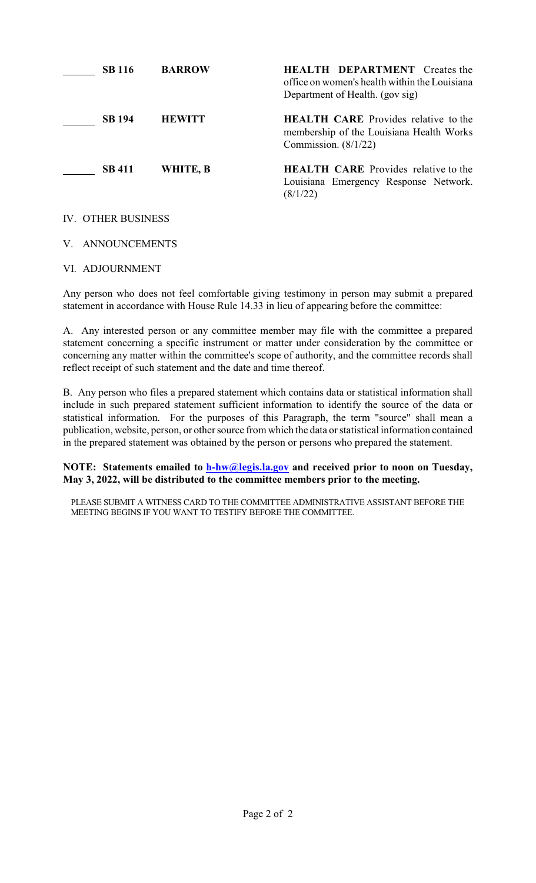| | | | |
|---|---|---|---|
| ______ | **SB 116** | **BARROW** | **HEALTH DEPARTMENT** Creates the office on women's health within the Louisiana Department of Health. (gov sig) |
| ______ | **SB 194** | **HEWITT** | **HEALTH CARE** Provides relative to the membership of the Louisiana Health Works Commission. (8/1/22) |
| ______ | **SB 411** | **WHITE, B** | **HEALTH CARE** Provides relative to the Louisiana Emergency Response Network. (8/1/22) |

IV. OTHER BUSINESS

V. ANNOUNCEMENTS

VI. ADJOURNMENT

Any person who does not feel comfortable giving testimony in person may submit a prepared statement in accordance with House Rule 14.33 in lieu of appearing before the committee:

A. Any interested person or any committee member may file with the committee a prepared statement concerning a specific instrument or matter under consideration by the committee or concerning any matter within the committee's scope of authority, and the committee records shall reflect receipt of such statement and the date and time thereof.

B. Any person who files a prepared statement which contains data or statistical information shall include in such prepared statement sufficient information to identify the source of the data or statistical information. For the purposes of this Paragraph, the term "source" shall mean a publication, website, person, or other source from which the data or statistical information contained in the prepared statement was obtained by the person or persons who prepared the statement.

**NOTE: Statements emailed to h-hw@legis.la.gov and received prior to noon on Tuesday, May 3, 2022, will be distributed to the committee members prior to the meeting.**

PLEASE SUBMIT A WITNESS CARD TO THE COMMITTEE ADMINISTRATIVE ASSISTANT BEFORE THE MEETING BEGINS IF YOU WANT TO TESTIFY BEFORE THE COMMITTEE.